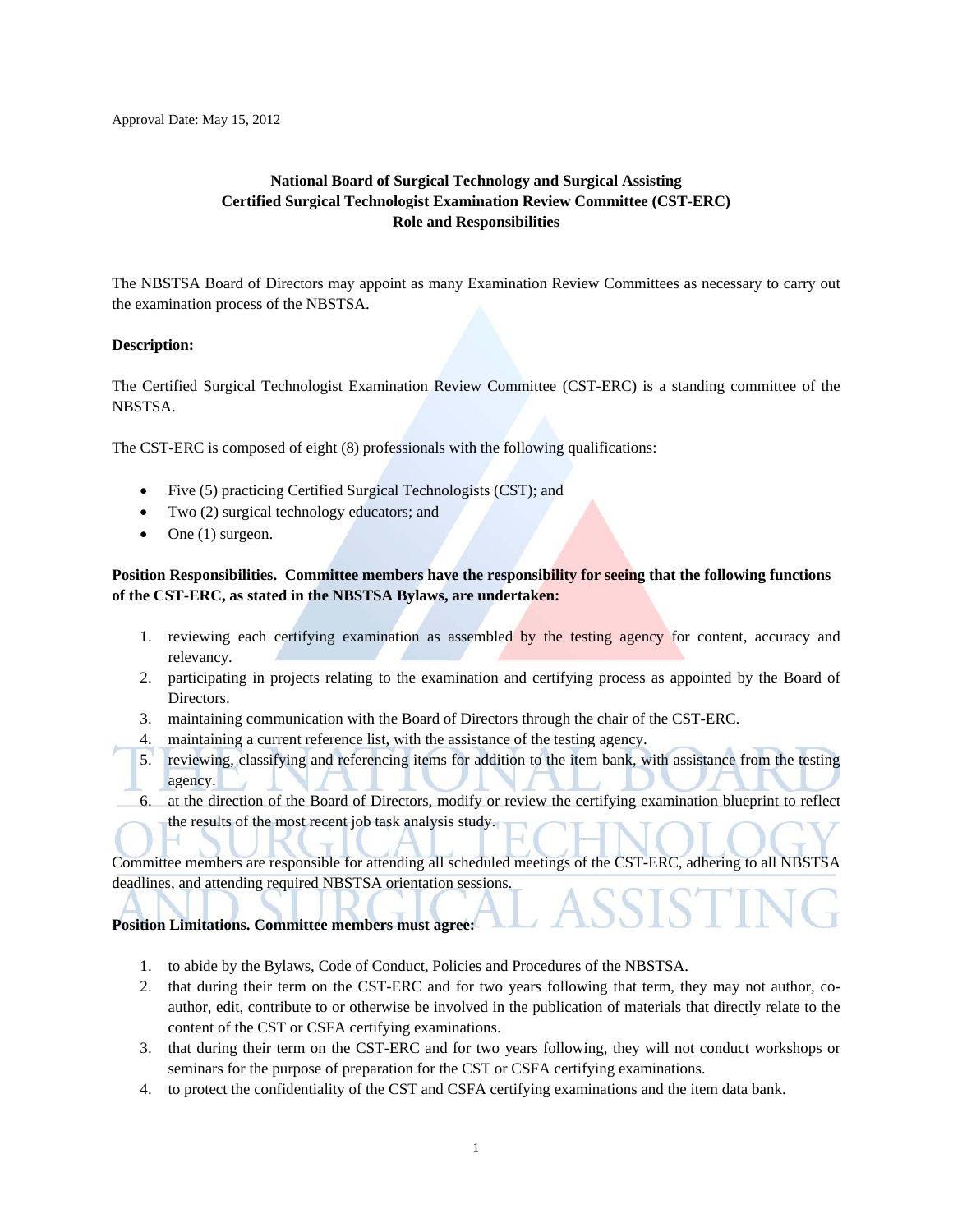Approval Date: May 15, 2012

# National Board of Surgical Technology and Surgical Assisting
## Certified Surgical Technologist Examination Review Committee (CST-ERC)
## Role and Responsibilities

The NBSTSA Board of Directors may appoint as many Examination Review Committees as necessary to carry out the examination process of the NBSTSA.

**Description:**

The Certified Surgical Technologist Examination Review Committee (CST-ERC) is a standing committee of the NBSTSA.

The CST-ERC is composed of eight (8) professionals with the following qualifications:

- Five (5) practicing Certified Surgical Technologists (CST); and
- Two (2) surgical technology educators; and
- One (1) surgeon.

**Position Responsibilities. Committee members have the responsibility for seeing that the following functions of the CST-ERC, as stated in the NBSTSA Bylaws, are undertaken:**

1. reviewing each certifying examination as assembled by the testing agency for content, accuracy and relevancy.
2. participating in projects relating to the examination and certifying process as appointed by the Board of Directors.
3. maintaining communication with the Board of Directors through the chair of the CST-ERC.
4. maintaining a current reference list, with the assistance of the testing agency.
5. reviewing, classifying and referencing items for addition to the item bank, with assistance from the testing agency.
6. at the direction of the Board of Directors, modify or review the certifying examination blueprint to reflect the results of the most recent job task analysis study.

Committee members are responsible for attending all scheduled meetings of the CST-ERC, adhering to all NBSTSA deadlines, and attending required NBSTSA orientation sessions.

**Position Limitations. Committee members must agree:**

1. to abide by the Bylaws, Code of Conduct, Policies and Procedures of the NBSTSA.
2. that during their term on the CST-ERC and for two years following that term, they may not author, co-author, edit, contribute to or otherwise be involved in the publication of materials that directly relate to the content of the CST or CSFA certifying examinations.
3. that during their term on the CST-ERC and for two years following, they will not conduct workshops or seminars for the purpose of preparation for the CST or CSFA certifying examinations.
4. to protect the confidentiality of the CST and CSFA certifying examinations and the item data bank.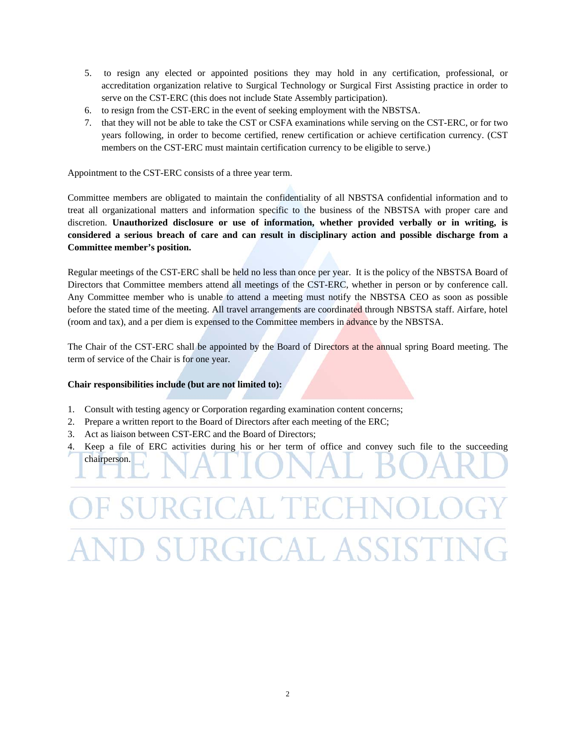5. to resign any elected or appointed positions they may hold in any certification, professional, or accreditation organization relative to Surgical Technology or Surgical First Assisting practice in order to serve on the CST-ERC (this does not include State Assembly participation).
6. to resign from the CST-ERC in the event of seeking employment with the NBSTSA.
7. that they will not be able to take the CST or CSFA examinations while serving on the CST-ERC, or for two years following, in order to become certified, renew certification or achieve certification currency. (CST members on the CST-ERC must maintain certification currency to be eligible to serve.)

Appointment to the CST-ERC consists of a three year term.

Committee members are obligated to maintain the confidentiality of all NBSTSA confidential information and to treat all organizational matters and information specific to the business of the NBSTSA with proper care and discretion. **Unauthorized disclosure or use of information, whether provided verbally or in writing, is considered a serious breach of care and can result in disciplinary action and possible discharge from a Committee member's position.**

Regular meetings of the CST-ERC shall be held no less than once per year. It is the policy of the NBSTSA Board of Directors that Committee members attend all meetings of the CST-ERC, whether in person or by conference call. Any Committee member who is unable to attend a meeting must notify the NBSTSA CEO as soon as possible before the stated time of the meeting. All travel arrangements are coordinated through NBSTSA staff. Airfare, hotel (room and tax), and a per diem is expensed to the Committee members in advance by the NBSTSA.

The Chair of the CST-ERC shall be appointed by the Board of Directors at the annual spring Board meeting. The term of service of the Chair is for one year.

**Chair responsibilities include (but are not limited to):**

1. Consult with testing agency or Corporation regarding examination content concerns;
2. Prepare a written report to the Board of Directors after each meeting of the ERC;
3. Act as liaison between CST-ERC and the Board of Directors;
4. Keep a file of ERC activities during his or her term of office and convey such file to the succeeding chairperson.